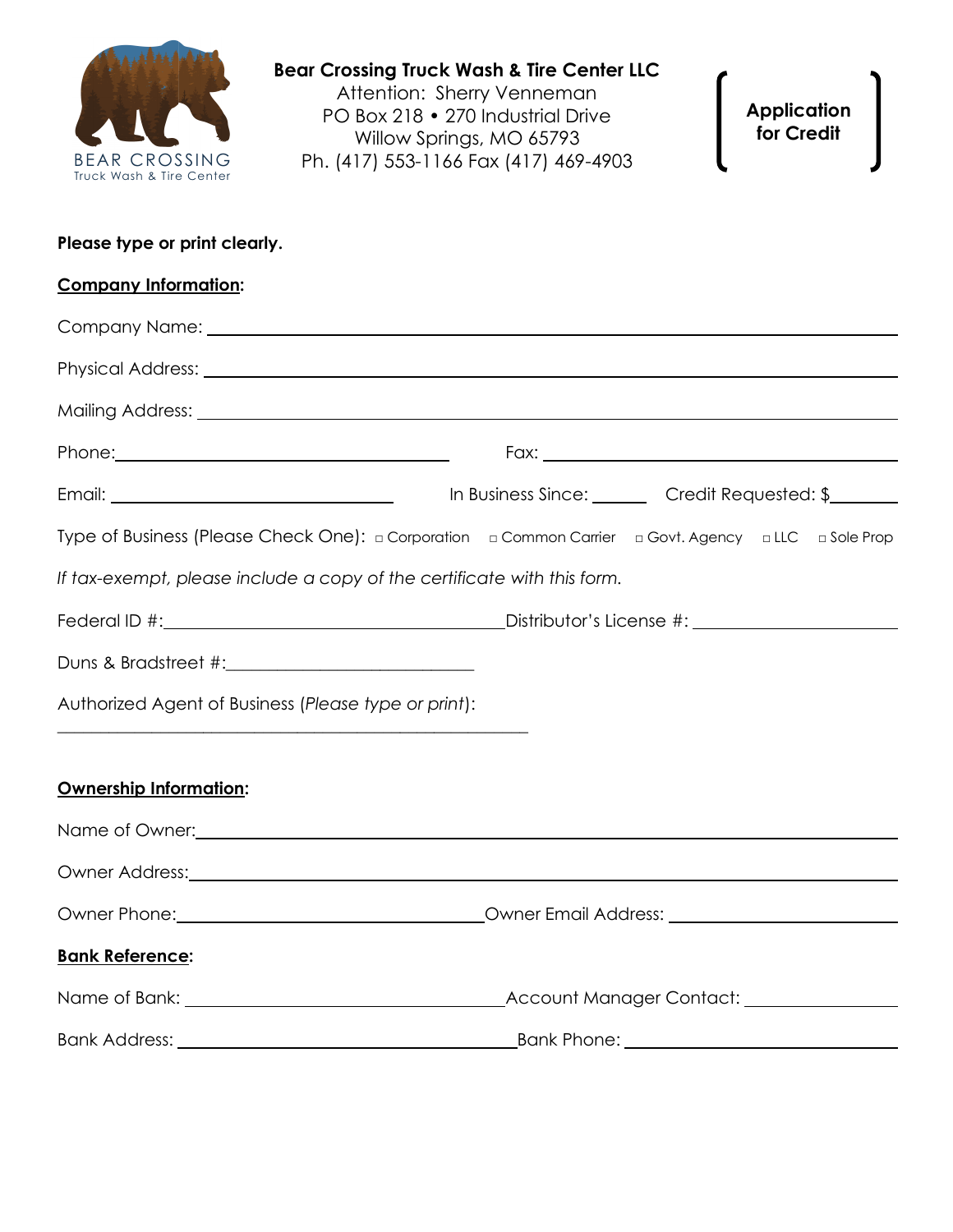**Bear Crossing Truck Wash & Tire Center LLC**
Attention: Sherry Venneman
PO Box 218 • 270 Industrial Drive
Willow Springs, MO 65793
Ph. (417) 553-1166 Fax (417) 469-4903

**Application for Credit**

**Please type or print clearly.**

**Company Information:**

Company Name: ______________________________

Physical Address: ______________________________

Mailing Address: ______________________________

Phone: ______________________ Fax: ______________________

Email: ______________________ In Business Since: ______ Credit Requested: $______

Type of Business (Please Check One): □ Corporation □ Common Carrier □ Govt. Agency □ LLC □ Sole Prop

*If tax-exempt, please include a copy of the certificate with this form.*

Federal ID #: ______________________ Distributor's License #: ______________________

Duns & Bradstreet #: ______________________

Authorized Agent of Business (*Please type or print*):

______________________________

**Ownership Information:**

Name of Owner: ______________________________

Owner Address: ______________________________

Owner Phone: ______________________ Owner Email Address: ______________________

**Bank Reference:**

Name of Bank: ______________________ Account Manager Contact: ______________________

Bank Address: ______________________ Bank Phone: ______________________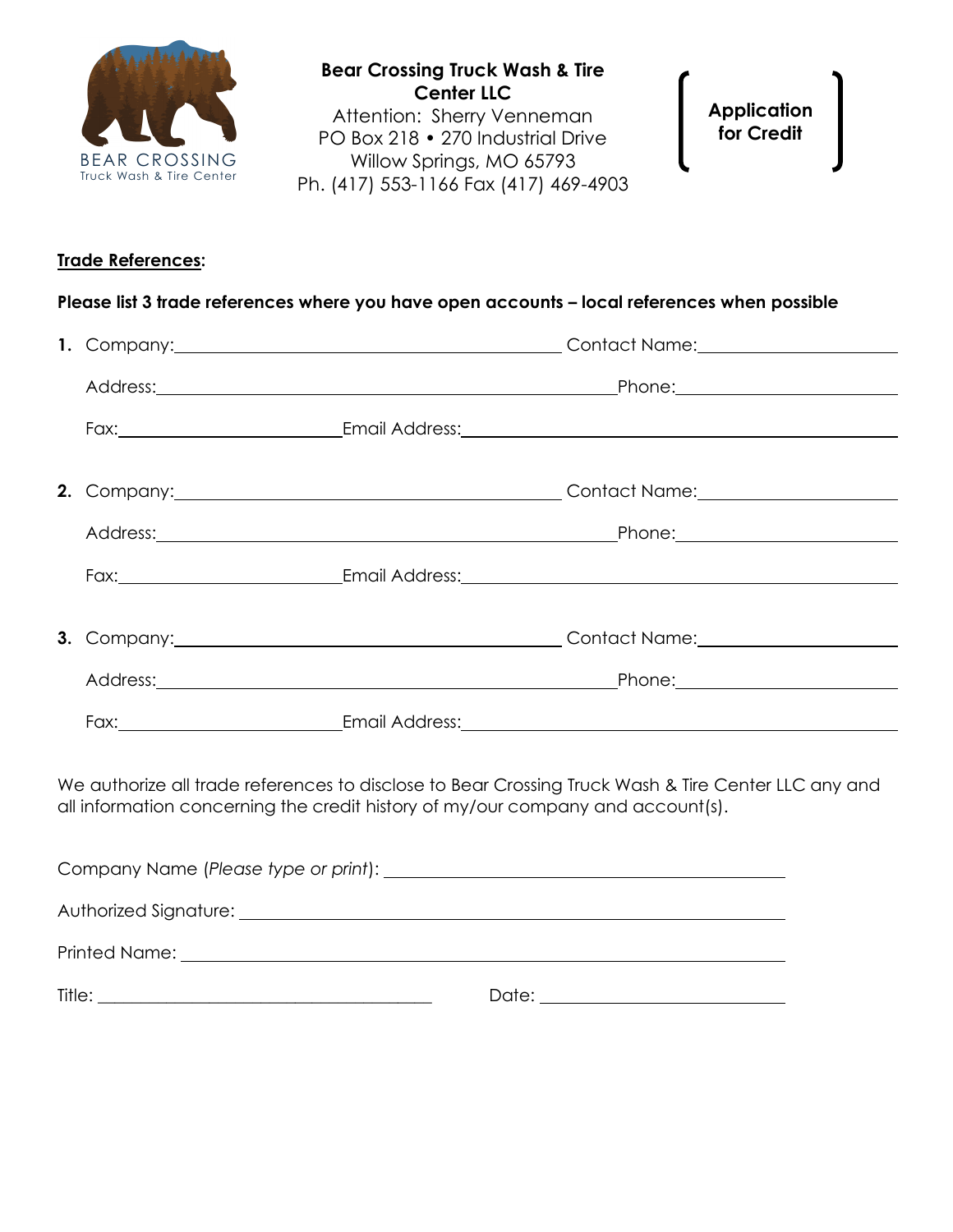**Bear Crossing Truck Wash & Tire Center LLC**
Attention: Sherry Venneman
PO Box 218 • 270 Industrial Drive
Willow Springs, MO 65793
Ph. (417) 553-1166 Fax (417) 469-4903

**Application for Credit**

**Trade References:**

**Please list 3 trade references where you have open accounts – local references when possible**

**1.** Company: ____________________ Contact Name: ____________________

Address: ____________________ Phone: ____________________

Fax: ____________________ Email Address: ____________________

**2.** Company: ____________________ Contact Name: ____________________

Address: ____________________ Phone: ____________________

Fax: ____________________ Email Address: ____________________

**3.** Company: ____________________ Contact Name: ____________________

Address: ____________________ Phone: ____________________

Fax: ____________________ Email Address: ____________________

We authorize all trade references to disclose to Bear Crossing Truck Wash & Tire Center LLC any and all information concerning the credit history of my/our company and account(s).

Company Name (*Please type or print*): ____________________

Authorized Signature: ____________________

Printed Name: ____________________

Title: ____________________ Date: ____________________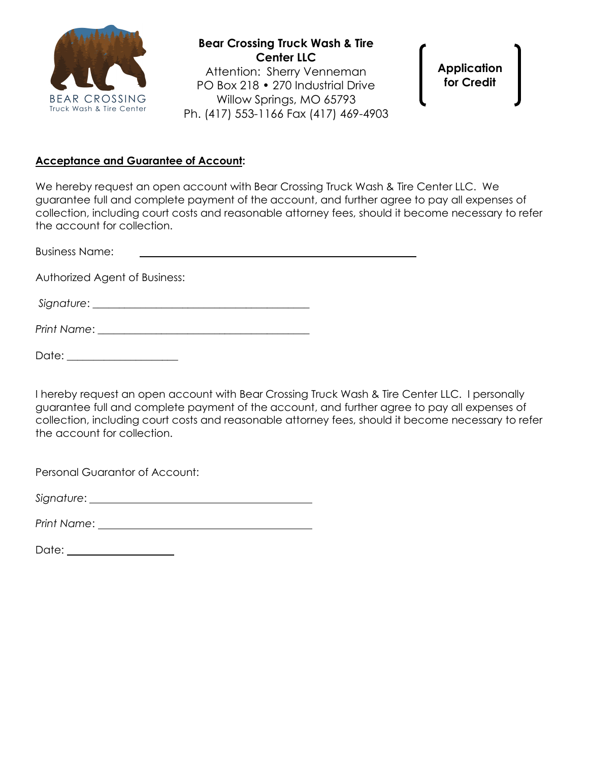**Bear Crossing Truck Wash & Tire Center LLC**
Attention: Sherry Venneman
PO Box 218 • 270 Industrial Drive
Willow Springs, MO 65793
Ph. (417) 553-1166 Fax (417) 469-4903

**Application for Credit**

**Acceptance and Guarantee of Account:**

We hereby request an open account with Bear Crossing Truck Wash & Tire Center LLC. We guarantee full and complete payment of the account, and further agree to pay all expenses of collection, including court costs and reasonable attorney fees, should it become necessary to refer the account for collection.

Business Name: ______________________________________________

Authorized Agent of Business:

*Signature*: ________________________________________

*Print Name*: ________________________________________

Date: ____________________

I hereby request an open account with Bear Crossing Truck Wash & Tire Center LLC. I personally guarantee full and complete payment of the account, and further agree to pay all expenses of collection, including court costs and reasonable attorney fees, should it become necessary to refer the account for collection.

Personal Guarantor of Account:

*Signature*: ________________________________________

*Print Name*: ________________________________________

Date: ____________________